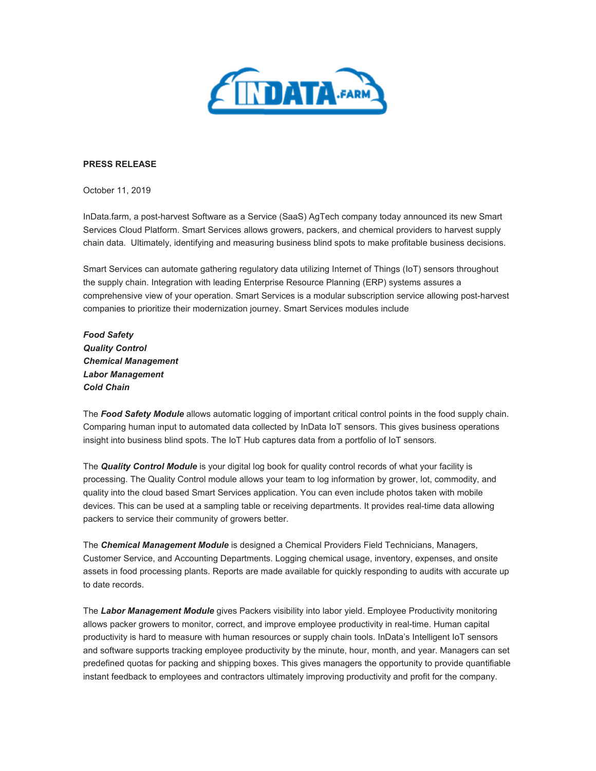**PRESS RELEASE**

October 11, 2019

InData.farm, a post-harvest Software as a Service (SaaS) AgTech company today announced its new Smart Services Cloud Platform. Smart Services allows growers, packers, and chemical providers to harvest supply chain data. Ultimately, identifying and measuring business blind spots to make profitable business decisions.

Smart Services can automate gathering regulatory data utilizing Internet of Things (IoT) sensors throughout the supply chain. Integration with leading Enterprise Resource Planning (ERP) systems assures a comprehensive view of your operation. Smart Services is a modular subscription service allowing post-harvest companies to prioritize their modernization journey. Smart Services modules include

***Food Safety***
***Quality Control***
***Chemical Management***
***Labor Management***
***Cold Chain***

The ***Food Safety Module*** allows automatic logging of important critical control points in the food supply chain. Comparing human input to automated data collected by InData IoT sensors. This gives business operations insight into business blind spots. The IoT Hub captures data from a portfolio of IoT sensors.

The ***Quality Control Module*** is your digital log book for quality control records of what your facility is processing. The Quality Control module allows your team to log information by grower, lot, commodity, and quality into the cloud based Smart Services application. You can even include photos taken with mobile devices. This can be used at a sampling table or receiving departments. It provides real-time data allowing packers to service their community of growers better.

The ***Chemical Management Module*** is designed a Chemical Providers Field Technicians, Managers, Customer Service, and Accounting Departments. Logging chemical usage, inventory, expenses, and onsite assets in food processing plants. Reports are made available for quickly responding to audits with accurate up to date records.

The ***Labor Management Module*** gives Packers visibility into labor yield. Employee Productivity monitoring allows packer growers to monitor, correct, and improve employee productivity in real-time. Human capital productivity is hard to measure with human resources or supply chain tools. InData's Intelligent IoT sensors and software supports tracking employee productivity by the minute, hour, month, and year. Managers can set predefined quotas for packing and shipping boxes. This gives managers the opportunity to provide quantifiable instant feedback to employees and contractors ultimately improving productivity and profit for the company.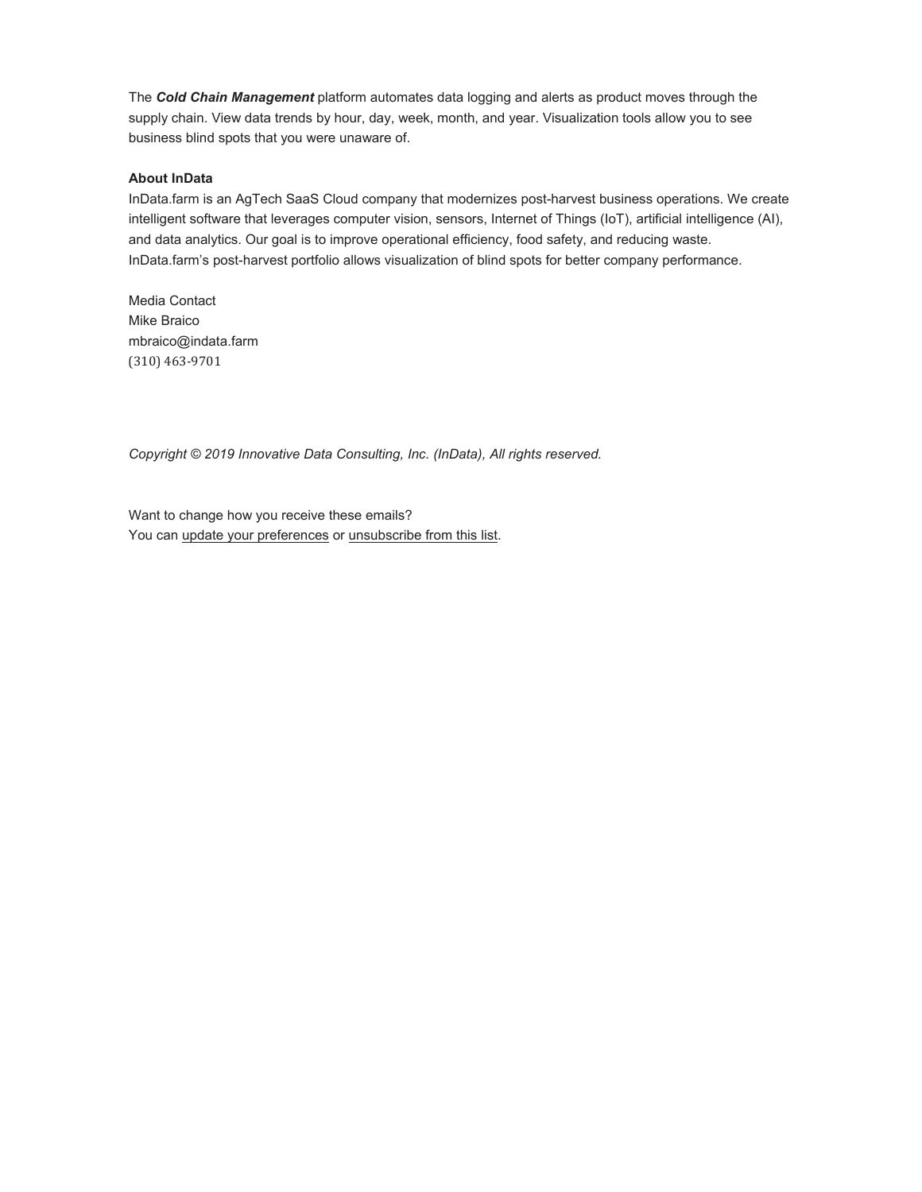The ***Cold Chain Management*** platform automates data logging and alerts as product moves through the supply chain. View data trends by hour, day, week, month, and year. Visualization tools allow you to see business blind spots that you were unaware of.

**About InData**

InData.farm is an AgTech SaaS Cloud company that modernizes post-harvest business operations. We create intelligent software that leverages computer vision, sensors, Internet of Things (IoT), artificial intelligence (AI), and data analytics. Our goal is to improve operational efficiency, food safety, and reducing waste. InData.farm's post-harvest portfolio allows visualization of blind spots for better company performance.

Media Contact
Mike Braico
mbraico@indata.farm
(310) 463-9701

*Copyright © 2019 Innovative Data Consulting, Inc. (InData), All rights reserved.*

Want to change how you receive these emails?
You can update your preferences or unsubscribe from this list.